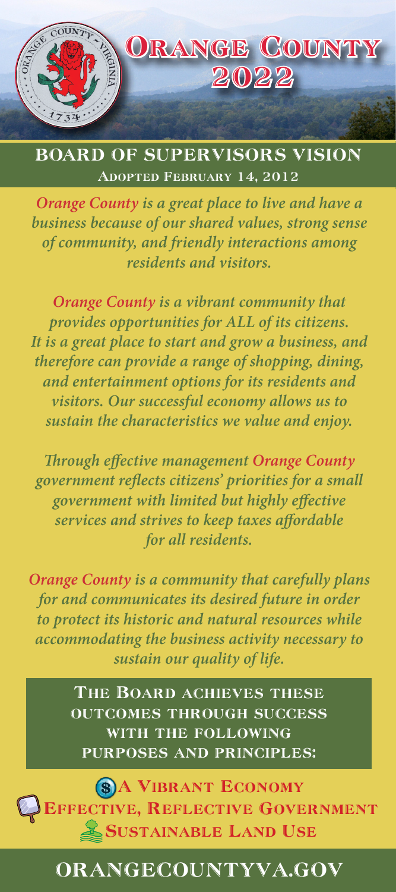# Orange County 2022

## Board of Supervisors Vision

**Adopted February 14, 2012**

***Orange County is a great place to live and have a business because of our shared values, strong sense of community, and friendly interactions among residents and visitors.***

***Orange County is a vibrant community that provides opportunities for ALL of its citizens. It is a great place to start and grow a business, and therefore can provide a range of shopping, dining, and entertainment options for its residents and visitors. Our successful economy allows us to sustain the characteristics we value and enjoy.***

***Through effective management Orange County government reflects citizens' priorities for a small government with limited but highly effective services and strives to keep taxes affordable for all residents.***

***Orange County is a community that carefully plans for and communicates its desired future in order to protect its historic and natural resources while accommodating the business activity necessary to sustain our quality of life.***

**The Board achieves these outcomes through success with the following purposes and principles:**

- **A Vibrant Economy**
- **Effective, Reflective Government**
- **Sustainable Land Use**

**ORANGECOUNTYVA.GOV**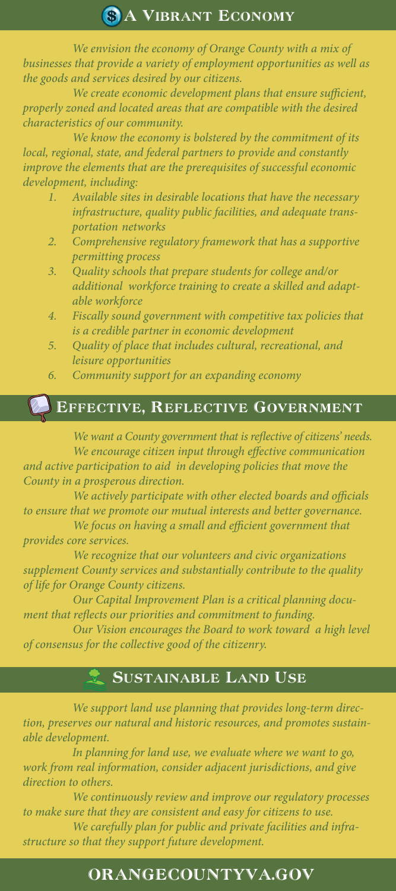## A Vibrant Economy

*We envision the economy of Orange County with a mix of businesses that provide a variety of employment opportunities as well as the goods and services desired by our citizens.*

*We create economic development plans that ensure sufficient, properly zoned and located areas that are compatible with the desired characteristics of our community.*

*We know the economy is bolstered by the commitment of its local, regional, state, and federal partners to provide and constantly improve the elements that are the prerequisites of successful economic development, including:*

1. *Available sites in desirable locations that have the necessary infrastructure, quality public facilities, and adequate transportation networks*
2. *Comprehensive regulatory framework that has a supportive permitting process*
3. *Quality schools that prepare students for college and/or additional workforce training to create a skilled and adaptable workforce*
4. *Fiscally sound government with competitive tax policies that is a credible partner in economic development*
5. *Quality of place that includes cultural, recreational, and leisure opportunities*
6. *Community support for an expanding economy*

## Effective, Reflective Government

*We want a County government that is reflective of citizens' needs.*

*We encourage citizen input through effective communication and active participation to aid in developing policies that move the County in a prosperous direction.*

*We actively participate with other elected boards and officials to ensure that we promote our mutual interests and better governance.*

*We focus on having a small and efficient government that provides core services.*

*We recognize that our volunteers and civic organizations supplement County services and substantially contribute to the quality of life for Orange County citizens.*

*Our Capital Improvement Plan is a critical planning document that reflects our priorities and commitment to funding.*

*Our Vision encourages the Board to work toward a high level of consensus for the collective good of the citizenry.*

## Sustainable Land Use

*We support land use planning that provides long-term direction, preserves our natural and historic resources, and promotes sustainable development.*

*In planning for land use, we evaluate where we want to go, work from real information, consider adjacent jurisdictions, and give direction to others.*

*We continuously review and improve our regulatory processes to make sure that they are consistent and easy for citizens to use.*

*We carefully plan for public and private facilities and infrastructure so that they support future development.*

**ORANGECOUNTYVA.GOV**